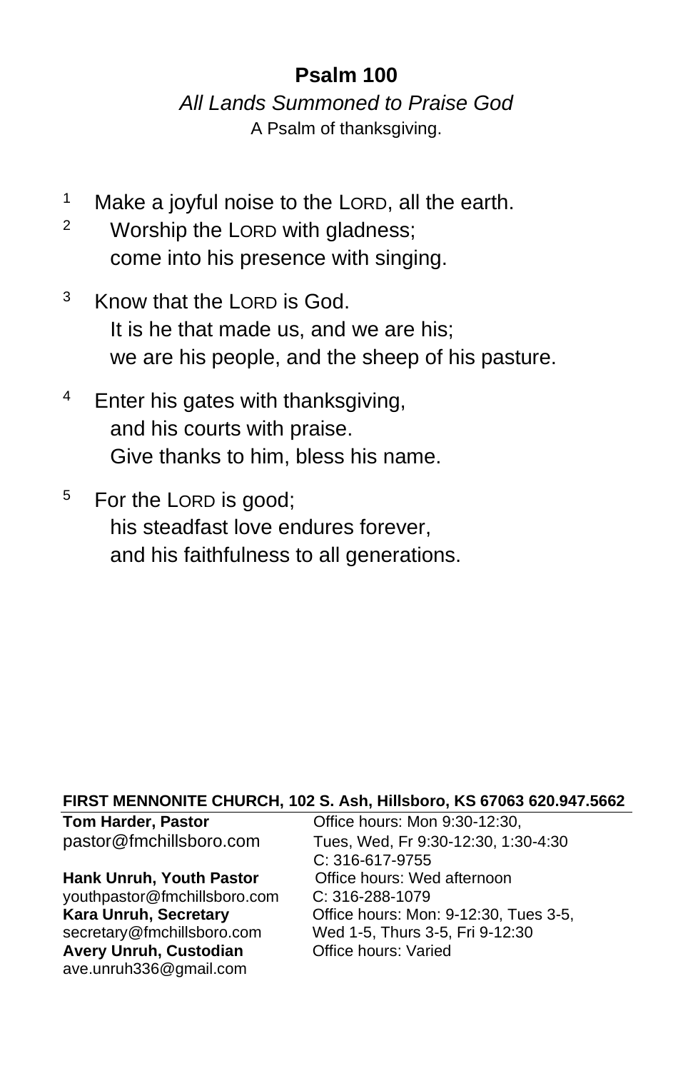# Psalm 100

*All Lands Summoned to Praise God*

A Psalm of thankssgiving.

[1] Make a joyful noise to the LORD, all the earth.
[2] Worship the LORD with gladness;
come into his presence with singing.

[3] Know that the LORD is God.
It is he that made us, and we are his;
we are his people, and the sheep of his pasture.

[4] Enter his gates with thanksgiving,
and his courts with praise.
Give thanks to him, bless his name.

[5] For the LORD is good;
his steadfast love endures forever,
and his faithfulness to all generations.

**FIRST MENNONITE CHURCH, 102 S. Ash, Hillsboro, KS 67063 620.947.5662**

**Tom Harder, Pastor**
pastor@fmchillsboro.com
Office hours: Mon 9:30-12:30,
Tues, Wed, Fr 9:30-12:30, 1:30-4:30
C: 316-617-9755

**Hank Unruh, Youth Pastor**
youthpastor@fmchillsboro.com
Office hours: Wed afternoon
C: 316-288-1079

**Kara Unruh, Secretary**
secretary@fmchillsboro.com
Office hours: Mon: 9-12:30, Tues 3-5,
Wed 1-5, Thurs 3-5, Fri 9-12:30

**Avery Unruh, Custodian**
ave.unruh336@gmail.com
Office hours: Varied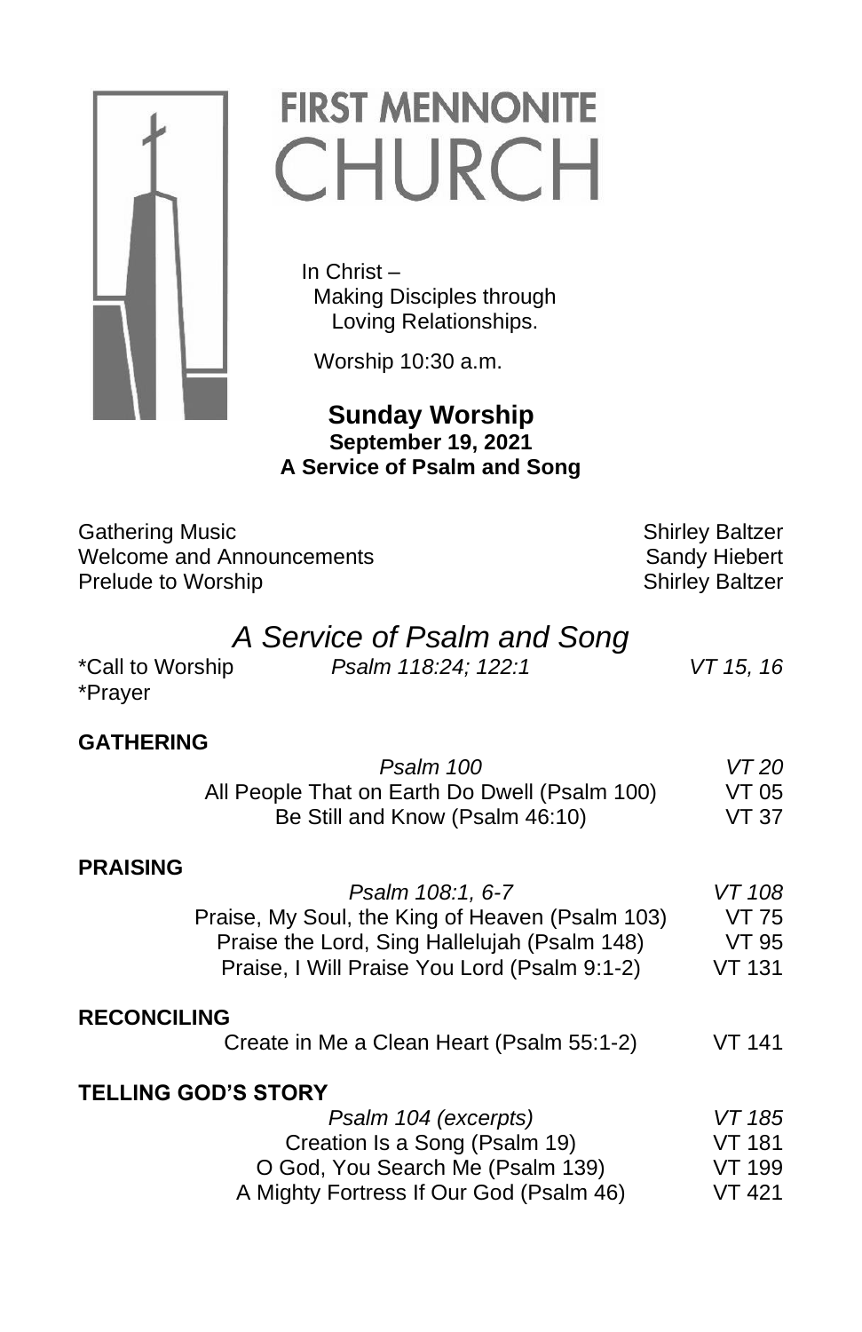# FIRST MENNONITE CHURCH

In Christ –
Making Disciples through
Loving Relationships.

Worship 10:30 a.m.

**Sunday Worship**
**September 19, 2021**
**A Service of Psalm and Song**

| | |
|---|---|
| Gathering Music | Shirley Baltzer |
| Welcome and Announcements | Sandy Hiebert |
| Prelude to Worship | Shirley Baltzer |

## *A Service of Psalm and Song*

| | | |
|---|---|---|
| *Call to Worship | *Psalm 118:24; 122:1* | *VT 15, 16* |
| *Prayer | | |

**GATHERING**

| | |
|---|---|
| *Psalm 100* | *VT 20* |
| All People That on Earth Do Dwell (Psalm 100) | VT 05 |
| Be Still and Know (Psalm 46:10) | VT 37 |

**PRAISING**

| | |
|---|---|
| *Psalm 108:1, 6-7* | *VT 108* |
| Praise, My Soul, the King of Heaven (Psalm 103) | VT 75 |
| Praise the Lord, Sing Hallelujah (Psalm 148) | VT 95 |
| Praise, I Will Praise You Lord (Psalm 9:1-2) | VT 131 |

**RECONCILING**

| | |
|---|---|
| Create in Me a Clean Heart (Psalm 55:1-2) | VT 141 |

**TELLING GOD'S STORY**

| | |
|---|---|
| *Psalm 104 (excerpts)* | *VT 185* |
| Creation Is a Song (Psalm 19) | VT 181 |
| O God, You Search Me (Psalm 139) | VT 199 |
| A Mighty Fortress If Our God (Psalm 46) | VT 421 |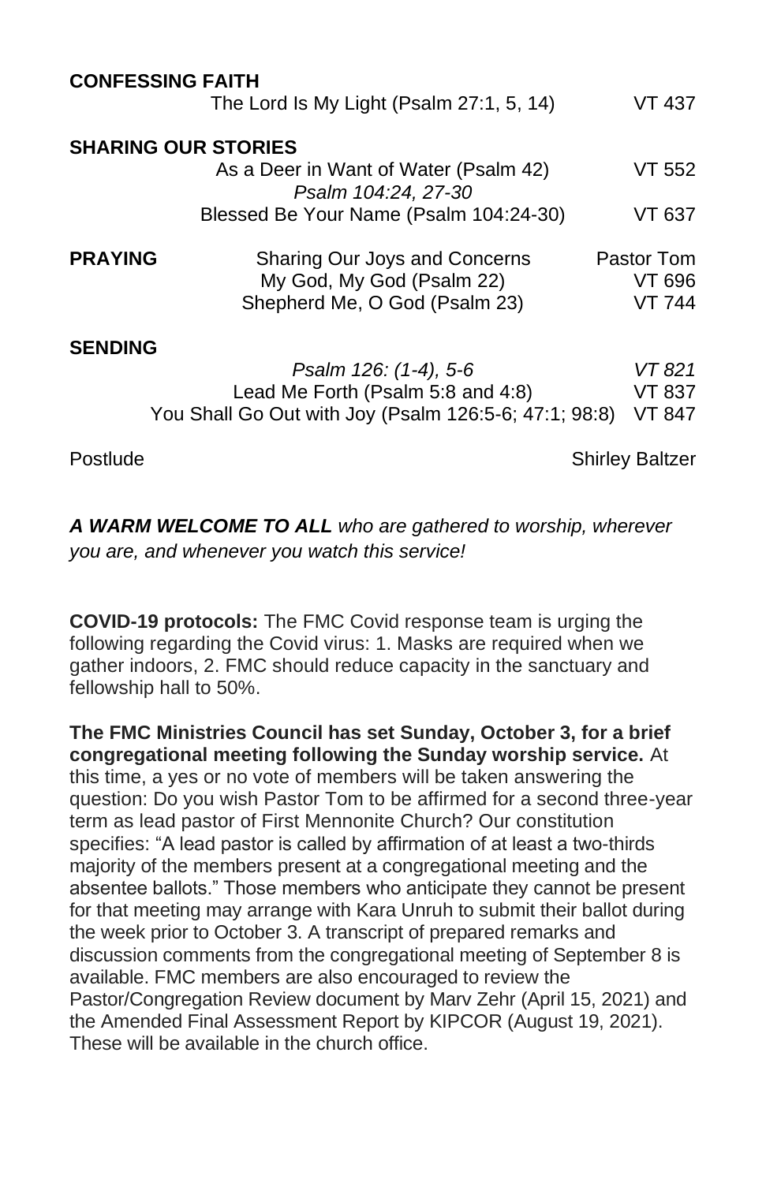**CONFESSING FAITH**

The Lord Is My Light (Psalm 27:1, 5, 14) VT 437

**SHARING OUR STORIES**

As a Deer in Want of Water (Psalm 42) VT 552

*Psalm 104:24, 27-30*

Blessed Be Your Name (Psalm 104:24-30) VT 637

**PRAYING**

Sharing Our Joys and Concerns Pastor Tom

My God, My God (Psalm 22) VT 696

Shepherd Me, O God (Psalm 23) VT 744

**SENDING**

*Psalm 126: (1-4), 5-6 VT 821*

Lead Me Forth (Psalm 5:8 and 4:8) VT 837

You Shall Go Out with Joy (Psalm 126:5-6; 47:1; 98:8) VT 847

Postlude Shirley Baltzer

***A WARM WELCOME TO ALL*** *who are gathered to worship, wherever you are, and whenever you watch this service!*

**COVID-19 protocols:** The FMC Covid response team is urging the following regarding the Covid virus: 1. Masks are required when we gather indoors, 2. FMC should reduce capacity in the sanctuary and fellowship hall to 50%.

**The FMC Ministries Council has set Sunday, October 3, for a brief congregational meeting following the Sunday worship service.** At this time, a yes or no vote of members will be taken answering the question: Do you wish Pastor Tom to be affirmed for a second three-year term as lead pastor of First Mennonite Church? Our constitution specifies: "A lead pastor is called by affirmation of at least a two-thirds majority of the members present at a congregational meeting and the absentee ballots." Those members who anticipate they cannot be present for that meeting may arrange with Kara Unruh to submit their ballot during the week prior to October 3. A transcript of prepared remarks and discussion comments from the congregational meeting of September 8 is available. FMC members are also encouraged to review the Pastor/Congregation Review document by Marv Zehr (April 15, 2021) and the Amended Final Assessment Report by KIPCOR (August 19, 2021). These will be available in the church office.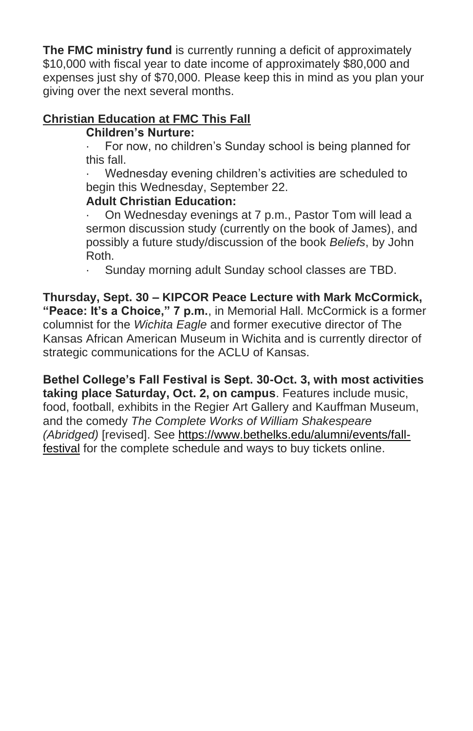**The FMC ministry fund** is currently running a deficit of approximately $10,000 with fiscal year to date income of approximately $80,000 and expenses just shy of $70,000. Please keep this in mind as you plan your giving over the next several months.

**Christian Education at FMC This Fall**

**Children's Nurture:**

- For now, no children's Sunday school is being planned for this fall.
- Wednesday evening children's activities are scheduled to begin this Wednesday, September 22.

**Adult Christian Education:**

- On Wednesday evenings at 7 p.m., Pastor Tom will lead a sermon discussion study (currently on the book of James), and possibly a future study/discussion of the book *Beliefs*, by John Roth.
- Sunday morning adult Sunday school classes are TBD.

**Thursday, Sept. 30 – KIPCOR Peace Lecture with Mark McCormick, "Peace: It's a Choice," 7 p.m.**, in Memorial Hall. McCormick is a former columnist for the *Wichita Eagle* and former executive director of The Kansas African American Museum in Wichita and is currently director of strategic communications for the ACLU of Kansas.

**Bethel College's Fall Festival is Sept. 30-Oct. 3, with most activities taking place Saturday, Oct. 2, on campus**. Features include music, food, football, exhibits in the Regier Art Gallery and Kauffman Museum, and the comedy *The Complete Works of William Shakespeare (Abridged)* [revised]. See https://www.bethelks.edu/alumni/events/fall-festival for the complete schedule and ways to buy tickets online.